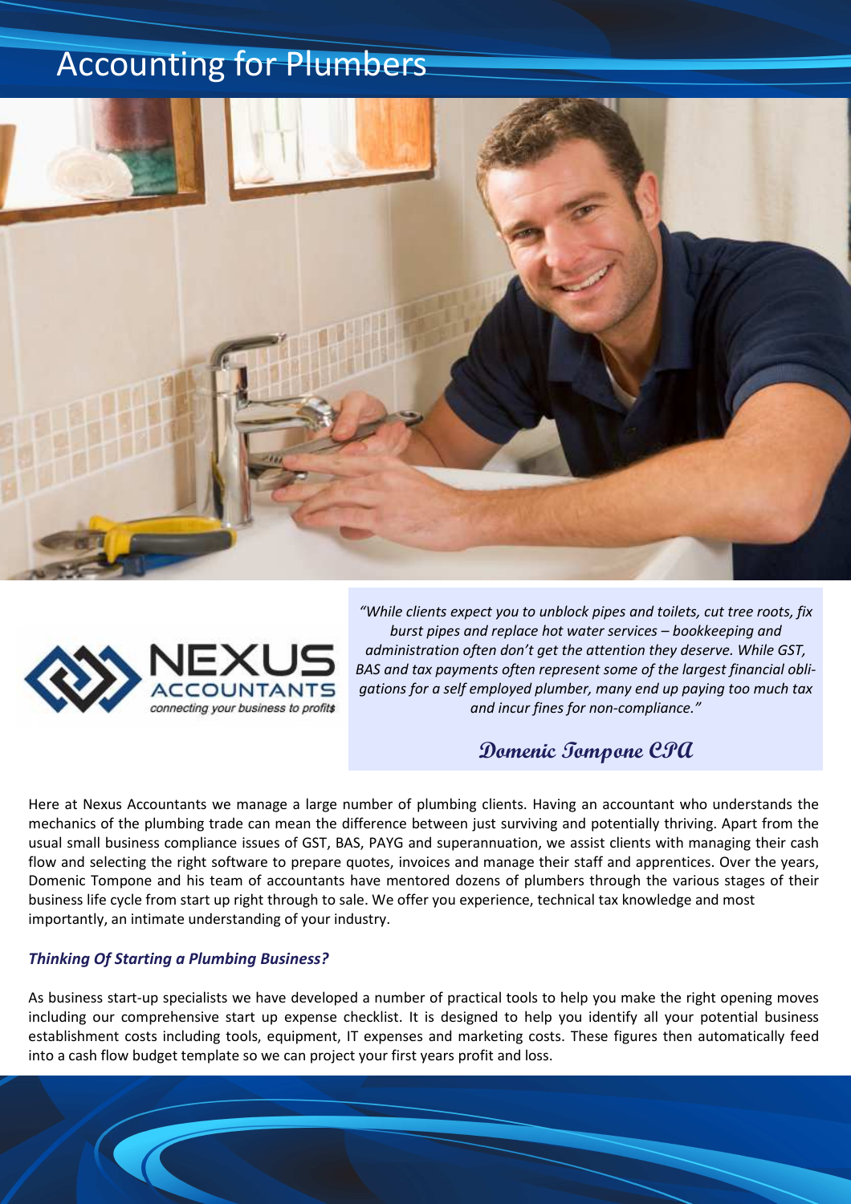# Accounting for Plumbers

NEXUS ACCOUNTANTS
*connecting your business to profits*

> *"While clients expect you to unblock pipes and toilets, cut tree roots, fix burst pipes and replace hot water services – bookkeeping and administration often don't get the attention they deserve. While GST, BAS and tax payments often represent some of the largest financial obligations for a self employed plumber, many end up paying too much tax and incur fines for non-compliance."*
>
> **Domenic Tompone CPA**

Here at Nexus Accountants we manage a large number of plumbing clients. Having an accountant who understands the mechanics of the plumbing trade can mean the difference between just surviving and potentially thriving. Apart from the usual small business compliance issues of GST, BAS, PAYG and superannuation, we assist clients with managing their cash flow and selecting the right software to prepare quotes, invoices and manage their staff and apprentices. Over the years, Domenic Tompone and his team of accountants have mentored dozens of plumbers through the various stages of their business life cycle from start up right through to sale. We offer you experience, technical tax knowledge and most importantly, an intimate understanding of your industry.

### *Thinking Of Starting a Plumbing Business?*

As business start-up specialists we have developed a number of practical tools to help you make the right opening moves including our comprehensive start up expense checklist. It is designed to help you identify all your potential business establishment costs including tools, equipment, IT expenses and marketing costs. These figures then automatically feed into a cash flow budget template so we can project your first years profit and loss.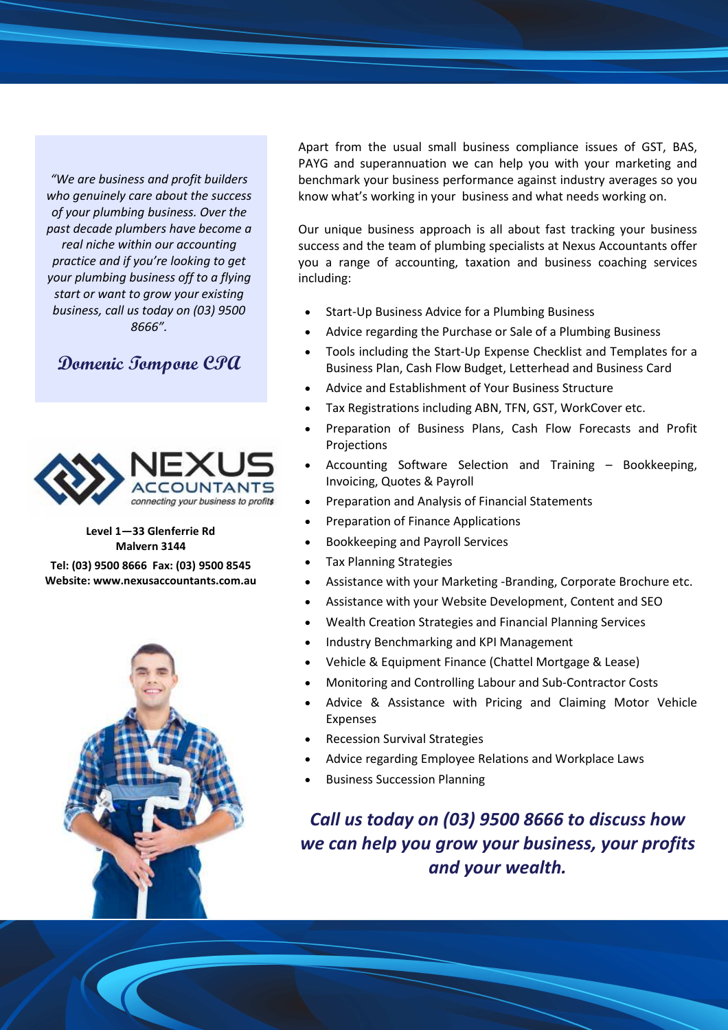*"We are business and profit builders who genuinely care about the success of your plumbing business. Over the past decade plumbers have become a real niche within our accounting practice and if you're looking to get your plumbing business off to a flying start or want to grow your existing business, call us today on (03) 9500 8666".*

**Domenic Tompone CPA**

NEXUS ACCOUNTANTS
*connecting your business to profits*

**Level 1—33 Glenferrie Rd**
**Malvern 3144**
**Tel: (03) 9500 8666 Fax: (03) 9500 8545**
**Website: www.nexusaccountants.com.au**

Apart from the usual small business compliance issues of GST, BAS, PAYG and superannuation we can help you with your marketing and benchmark your business performance against industry averages so you know what's working in your business and what needs working on.

Our unique business approach is all about fast tracking your business success and the team of plumbing specialists at Nexus Accountants offer you a range of accounting, taxation and business coaching services including:

- Start-Up Business Advice for a Plumbing Business
- Advice regarding the Purchase or Sale of a Plumbing Business
- Tools including the Start-Up Expense Checklist and Templates for a Business Plan, Cash Flow Budget, Letterhead and Business Card
- Advice and Establishment of Your Business Structure
- Tax Registrations including ABN, TFN, GST, WorkCover etc.
- Preparation of Business Plans, Cash Flow Forecasts and Profit Projections
- Accounting Software Selection and Training – Bookkeeping, Invoicing, Quotes & Payroll
- Preparation and Analysis of Financial Statements
- Preparation of Finance Applications
- Bookkeeping and Payroll Services
- Tax Planning Strategies
- Assistance with your Marketing -Branding, Corporate Brochure etc.
- Assistance with your Website Development, Content and SEO
- Wealth Creation Strategies and Financial Planning Services
- Industry Benchmarking and KPI Management
- Vehicle & Equipment Finance (Chattel Mortgage & Lease)
- Monitoring and Controlling Labour and Sub-Contractor Costs
- Advice & Assistance with Pricing and Claiming Motor Vehicle Expenses
- Recession Survival Strategies
- Advice regarding Employee Relations and Workplace Laws
- Business Succession Planning

***Call us today on (03) 9500 8666 to discuss how we can help you grow your business, your profits and your wealth.***